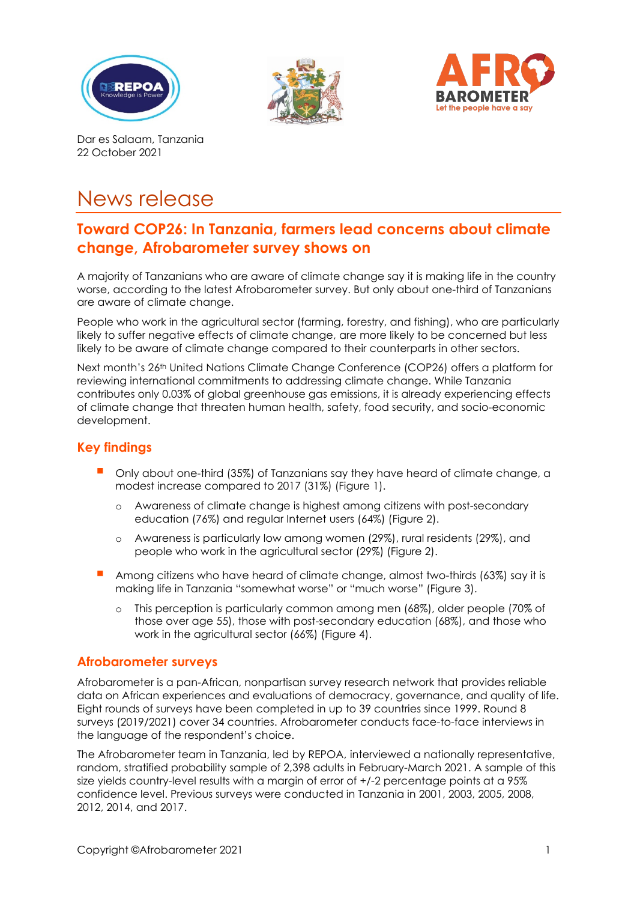Dar es Salaam, Tanzania
22 October 2021

# News release

## Toward COP26: In Tanzania, farmers lead concerns about climate change, Afrobarometer survey shows on

A majority of Tanzanians who are aware of climate change say it is making life in the country worse, according to the latest Afrobarometer survey. But only about one-third of Tanzanians are aware of climate change.

People who work in the agricultural sector (farming, forestry, and fishing), who are particularly likely to suffer negative effects of climate change, are more likely to be concerned but less likely to be aware of climate change compared to their counterparts in other sectors.

Next month's 26th United Nations Climate Change Conference (COP26) offers a platform for reviewing international commitments to addressing climate change. While Tanzania contributes only 0.03% of global greenhouse gas emissions, it is already experiencing effects of climate change that threaten human health, safety, food security, and socio-economic development.

### Key findings

- Only about one-third (35%) of Tanzanians say they have heard of climate change, a modest increase compared to 2017 (31%) (Figure 1).
  - Awareness of climate change is highest among citizens with post-secondary education (76%) and regular Internet users (64%) (Figure 2).
  - Awareness is particularly low among women (29%), rural residents (29%), and people who work in the agricultural sector (29%) (Figure 2).
- Among citizens who have heard of climate change, almost two-thirds (63%) say it is making life in Tanzania "somewhat worse" or "much worse" (Figure 3).
  - This perception is particularly common among men (68%), older people (70% of those over age 55), those with post-secondary education (68%), and those who work in the agricultural sector (66%) (Figure 4).

### Afrobarometer surveys

Afrobarometer is a pan-African, nonpartisan survey research network that provides reliable data on African experiences and evaluations of democracy, governance, and quality of life. Eight rounds of surveys have been completed in up to 39 countries since 1999. Round 8 surveys (2019/2021) cover 34 countries. Afrobarometer conducts face-to-face interviews in the language of the respondent's choice.

The Afrobarometer team in Tanzania, led by REPOA, interviewed a nationally representative, random, stratified probability sample of 2,398 adults in February-March 2021. A sample of this size yields country-level results with a margin of error of +/-2 percentage points at a 95% confidence level. Previous surveys were conducted in Tanzania in 2001, 2003, 2005, 2008, 2012, 2014, and 2017.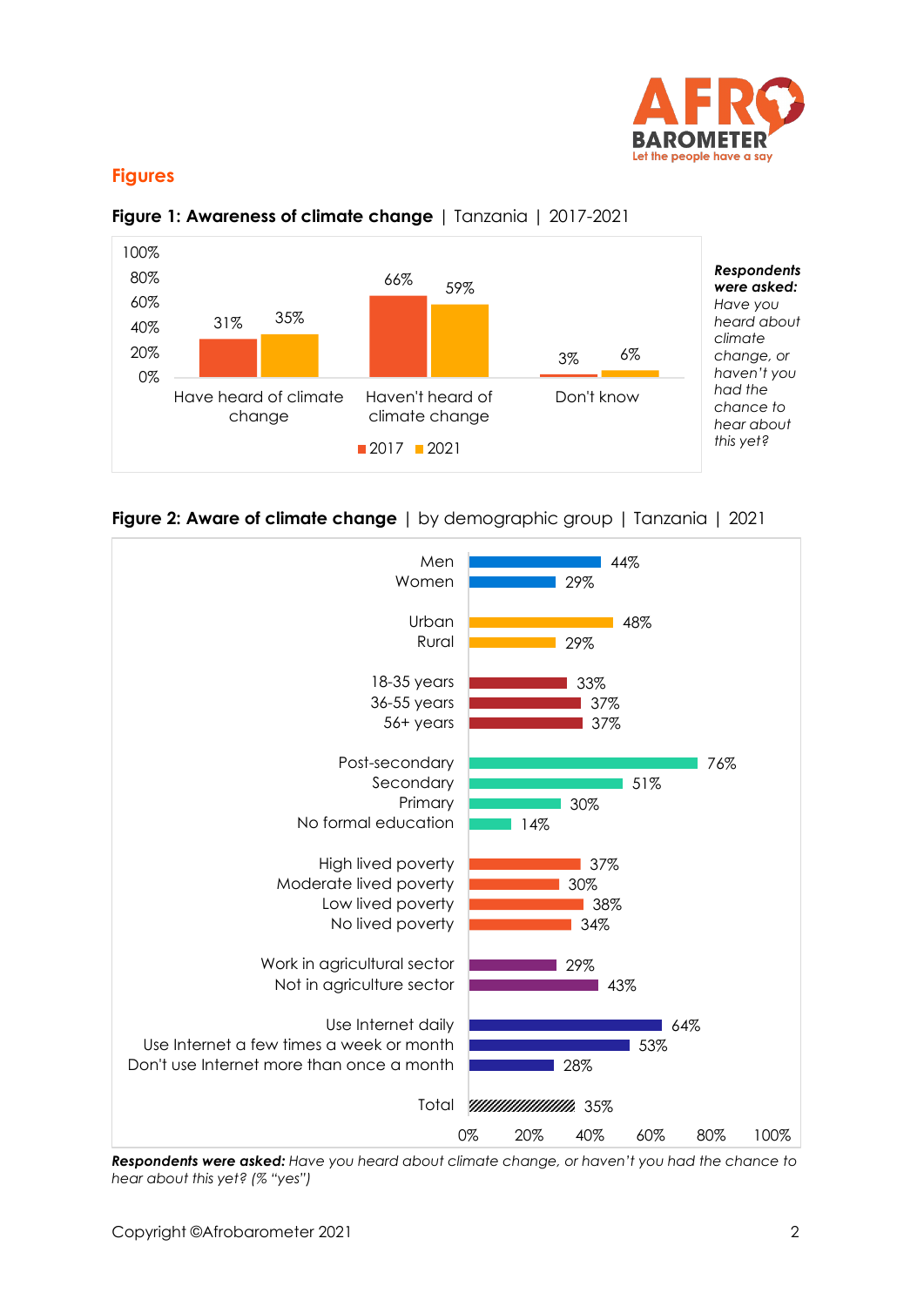## Figures

**Figure 1: Awareness of climate change** | Tanzania | 2017-2021

| | 2017 | 2021 |
|---|---|---|
| Have heard of climate change | 31% | 35% |
| Haven't heard of climate change | 66% | 59% |
| Don't know | 3% | 6% |

***Respondents were asked:*** *Have you heard about climate change, or haven't you had the chance to hear about this yet?*

**Figure 2: Aware of climate change** | by demographic group | Tanzania | 2021

| Group | % |
|---|---|
| Men | 44% |
| Women | 29% |
| Urban | 48% |
| Rural | 29% |
| 18-35 years | 33% |
| 36-55 years | 37% |
| 56+ years | 37% |
| Post-secondary | 76% |
| Secondary | 51% |
| Primary | 30% |
| No formal education | 14% |
| High lived poverty | 37% |
| Moderate lived poverty | 30% |
| Low lived poverty | 38% |
| No lived poverty | 34% |
| Work in agricultural sector | 29% |
| Not in agriculture sector | 43% |
| Use Internet daily | 64% |
| Use Internet a few times a week or month | 53% |
| Don't use Internet more than once a month | 28% |
| Total | 35% |

***Respondents were asked:*** *Have you heard about climate change, or haven't you had the chance to hear about this yet? (% "yes")*

Copyright ©Afrobarometer 2021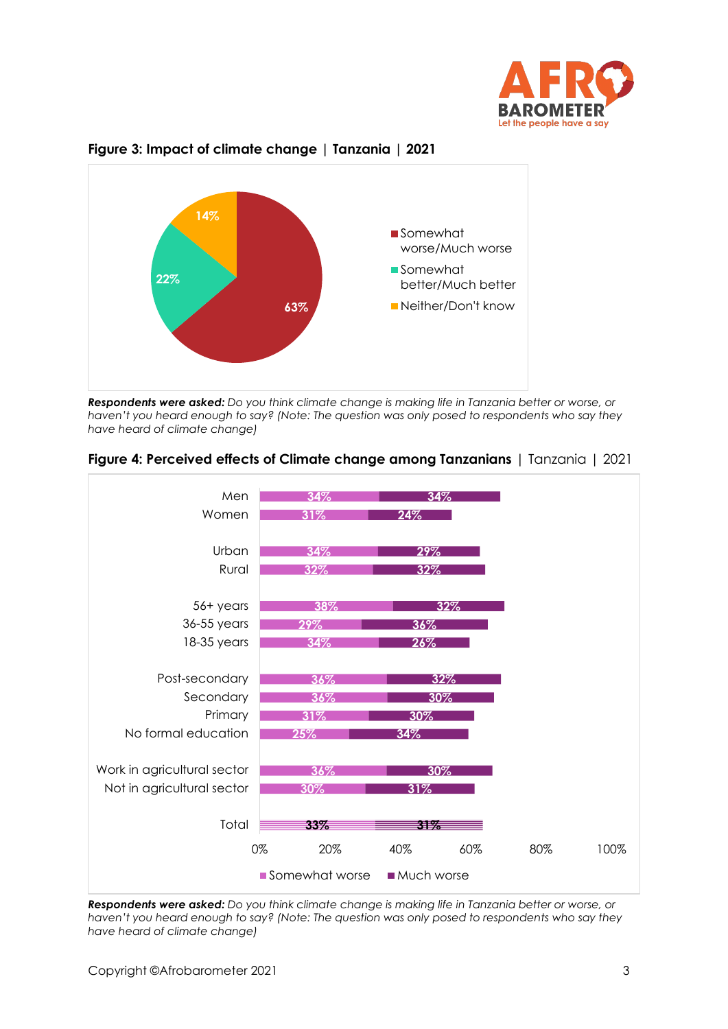**Figure 3: Impact of climate change | Tanzania | 2021**

| Response | % |
|---|---|
| Somewhat worse/Much worse | 63% |
| Somewhat better/Much better | 22% |
| Neither/Don't know | 14% |

***Respondents were asked:*** *Do you think climate change is making life in Tanzania better or worse, or haven't you heard enough to say? (Note: The question was only posed to respondents who say they have heard of climate change)*

**Figure 4: Perceived effects of Climate change among Tanzanians** | Tanzania | 2021

| | Somewhat worse | Much worse |
|---|---|---|
| Men | 34% | 34% |
| Women | 31% | 24% |
| Urban | 34% | 29% |
| Rural | 32% | 32% |
| 56+ years | 38% | 32% |
| 36-55 years | 29% | 36% |
| 18-35 years | 34% | 26% |
| Post-secondary | 36% | 32% |
| Secondary | 36% | 30% |
| Primary | 31% | 30% |
| No formal education | 25% | 34% |
| Work in agricultural sector | 36% | 30% |
| Not in agricultural sector | 30% | 31% |
| Total | 33% | 31% |

***Respondents were asked:*** *Do you think climate change is making life in Tanzania better or worse, or haven't you heard enough to say? (Note: The question was only posed to respondents who say they have heard of climate change)*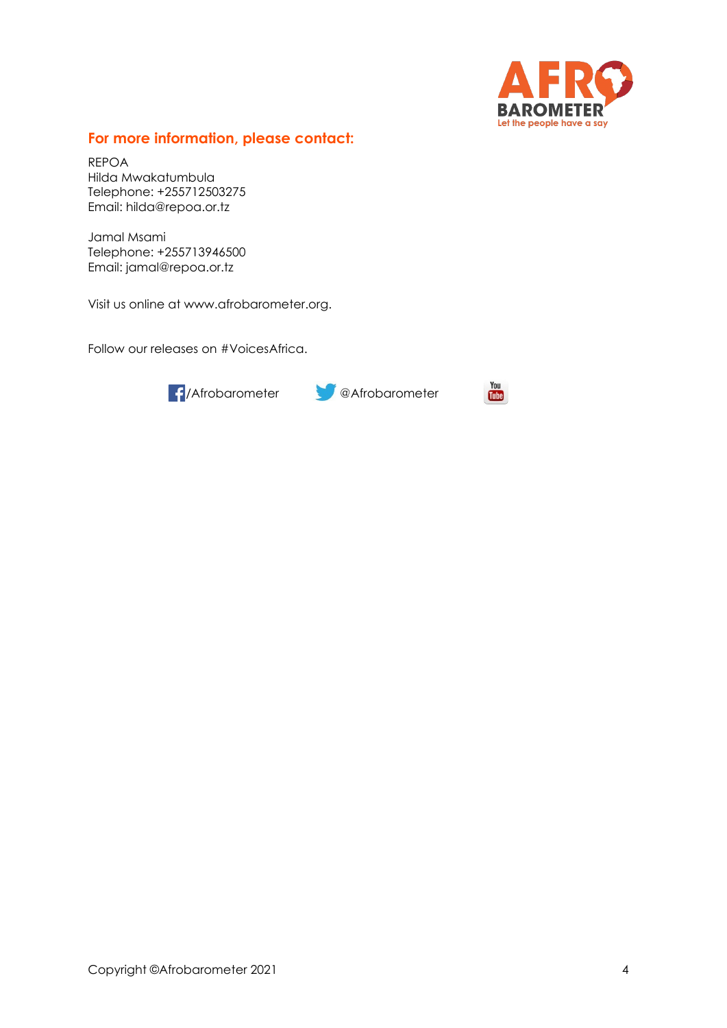## For more information, please contact:

REPOA
Hilda Mwakatumbula
Telephone: +255712503275
Email: hilda@repoa.or.tz

Jamal Msami
Telephone: +255713946500
Email: jamal@repoa.or.tz

Visit us online at www.afrobarometer.org.

Follow our releases on #VoicesAfrica.

/Afrobarometer @Afrobarometer

Copyright ©Afrobarometer 2021